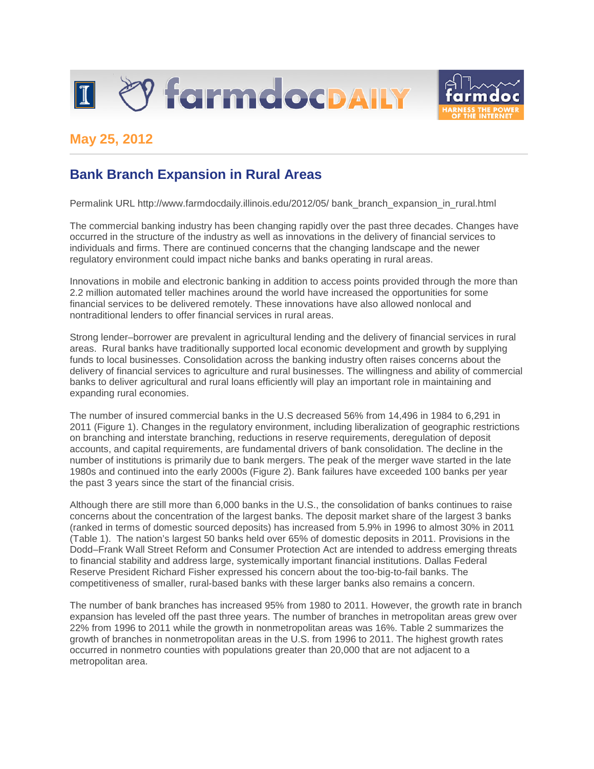May 25, 2012

## Bank Branch Expansion in Rural Areas

Permalink URL http://www.farmdocdaily.illinois.edu/2012/05/ bank_branch_expansion_in_rural.html

The commercial banking industry has been changing rapidly over the past three decades. Changes have occurred in the structure of the industry as well as innovations in the delivery of financial services to individuals and firms. There are continued concerns that the changing landscape and the newer regulatory environment could impact niche banks and banks operating in rural areas.

Innovations in mobile and electronic banking in addition to access points provided through the more than 2.2 million automated teller machines around the world have increased the opportunities for some financial services to be delivered remotely. These innovations have also allowed nonlocal and nontraditional lenders to offer financial services in rural areas.

Strong lender–borrower are prevalent in agricultural lending and the delivery of financial services in rural areas. Rural banks have traditionally supported local economic development and growth by supplying funds to local businesses. Consolidation across the banking industry often raises concerns about the delivery of financial services to agriculture and rural businesses. The willingness and ability of commercial banks to deliver agricultural and rural loans efficiently will play an important role in maintaining and expanding rural economies.

The number of insured commercial banks in the U.S decreased 56% from 14,496 in 1984 to 6,291 in 2011 (Figure 1). Changes in the regulatory environment, including liberalization of geographic restrictions on branching and interstate branching, reductions in reserve requirements, deregulation of deposit accounts, and capital requirements, are fundamental drivers of bank consolidation. The decline in the number of institutions is primarily due to bank mergers. The peak of the merger wave started in the late 1980s and continued into the early 2000s (Figure 2). Bank failures have exceeded 100 banks per year the past 3 years since the start of the financial crisis.

Although there are still more than 6,000 banks in the U.S., the consolidation of banks continues to raise concerns about the concentration of the largest banks. The deposit market share of the largest 3 banks (ranked in terms of domestic sourced deposits) has increased from 5.9% in 1996 to almost 30% in 2011 (Table 1). The nation's largest 50 banks held over 65% of domestic deposits in 2011. Provisions in the Dodd–Frank Wall Street Reform and Consumer Protection Act are intended to address emerging threats to financial stability and address large, systemically important financial institutions. Dallas Federal Reserve President Richard Fisher expressed his concern about the too-big-to-fail banks. The competitiveness of smaller, rural-based banks with these larger banks also remains a concern.

The number of bank branches has increased 95% from 1980 to 2011. However, the growth rate in branch expansion has leveled off the past three years. The number of branches in metropolitan areas grew over 22% from 1996 to 2011 while the growth in nonmetropolitan areas was 16%. Table 2 summarizes the growth of branches in nonmetropolitan areas in the U.S. from 1996 to 2011. The highest growth rates occurred in nonmetro counties with populations greater than 20,000 that are not adjacent to a metropolitan area.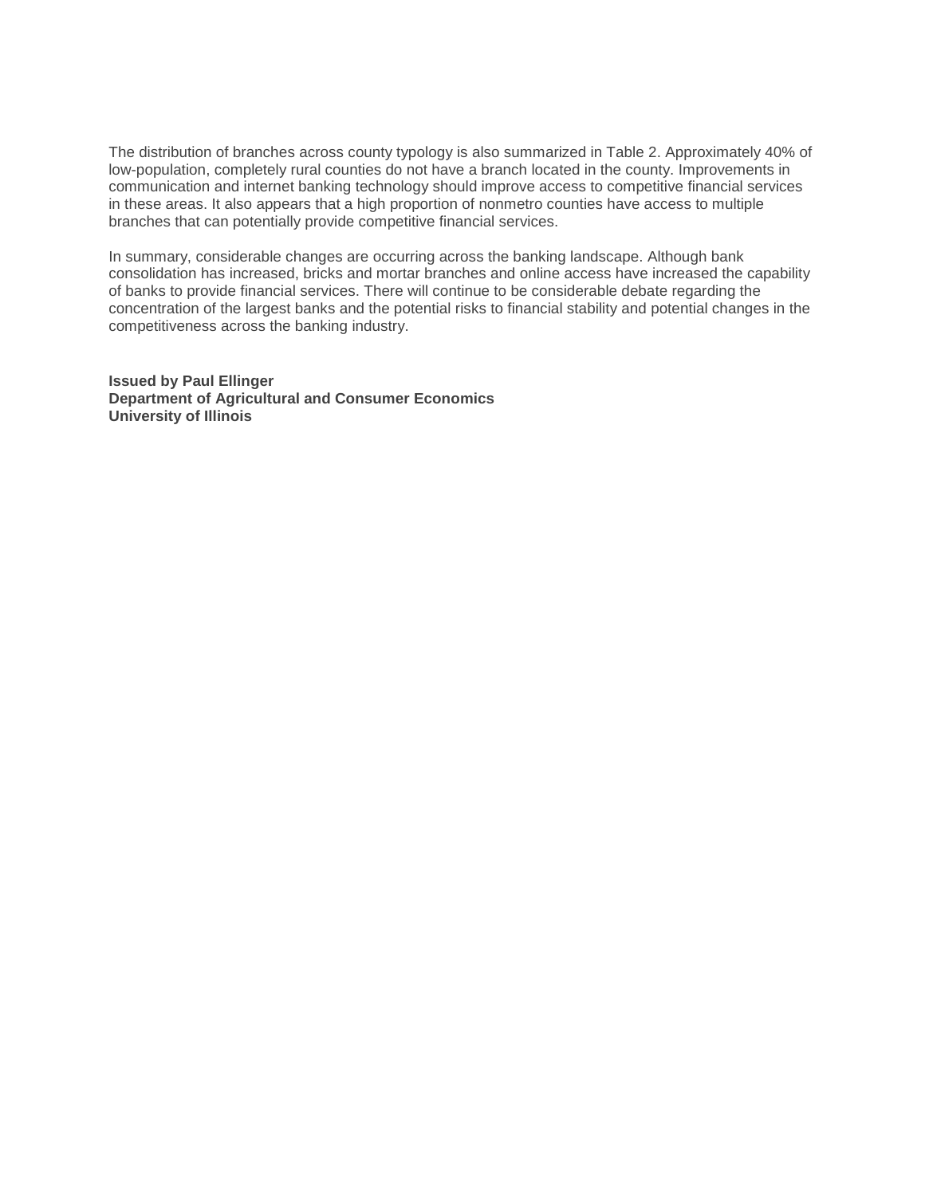The distribution of branches across county typology is also summarized in Table 2. Approximately 40% of low-population, completely rural counties do not have a branch located in the county. Improvements in communication and internet banking technology should improve access to competitive financial services in these areas. It also appears that a high proportion of nonmetro counties have access to multiple branches that can potentially provide competitive financial services.

In summary, considerable changes are occurring across the banking landscape. Although bank consolidation has increased, bricks and mortar branches and online access have increased the capability of banks to provide financial services. There will continue to be considerable debate regarding the concentration of the largest banks and the potential risks to financial stability and potential changes in the competitiveness across the banking industry.

**Issued by Paul Ellinger**
**Department of Agricultural and Consumer Economics**
**University of Illinois**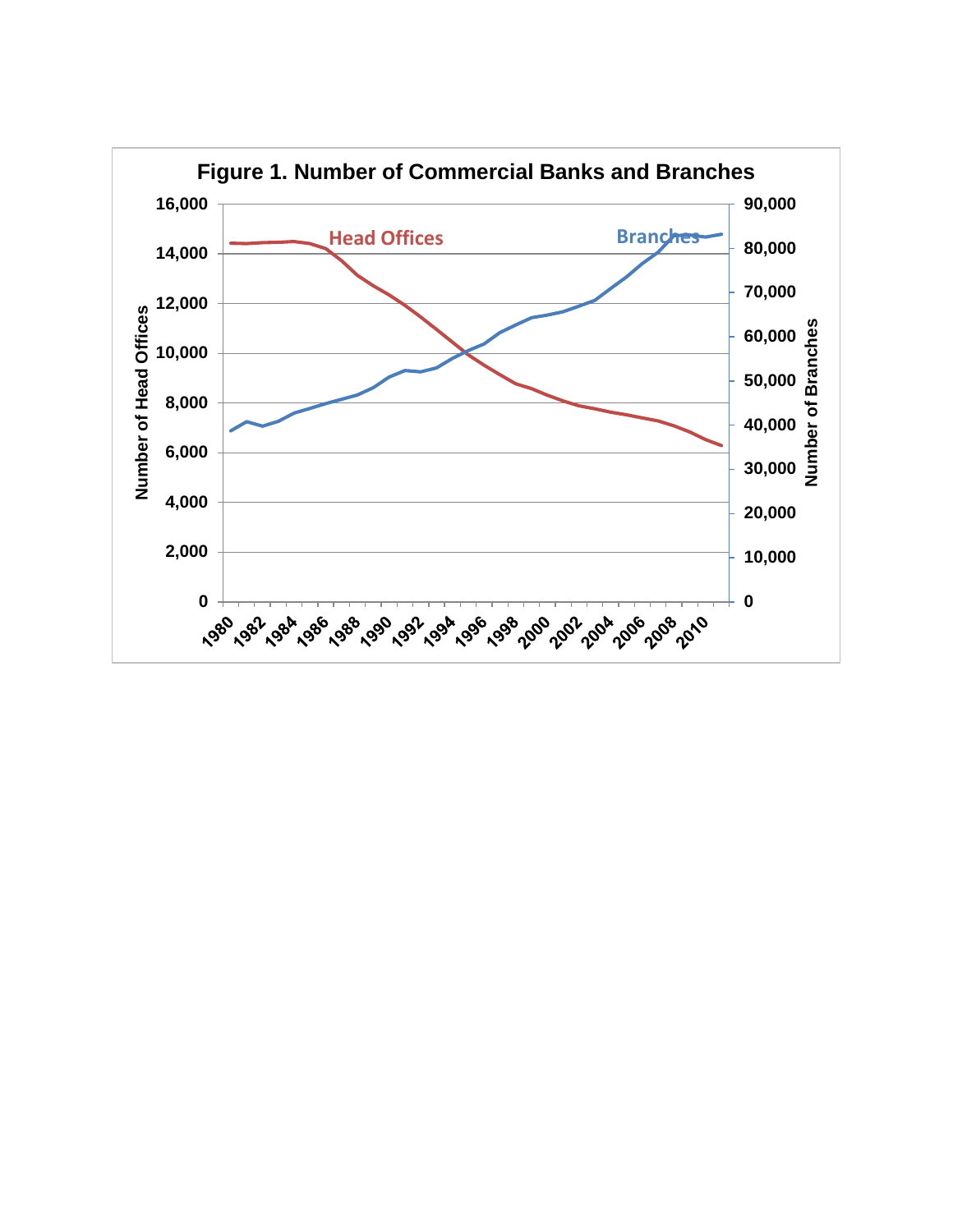**Figure 1. Number of Commercial Banks and Branches**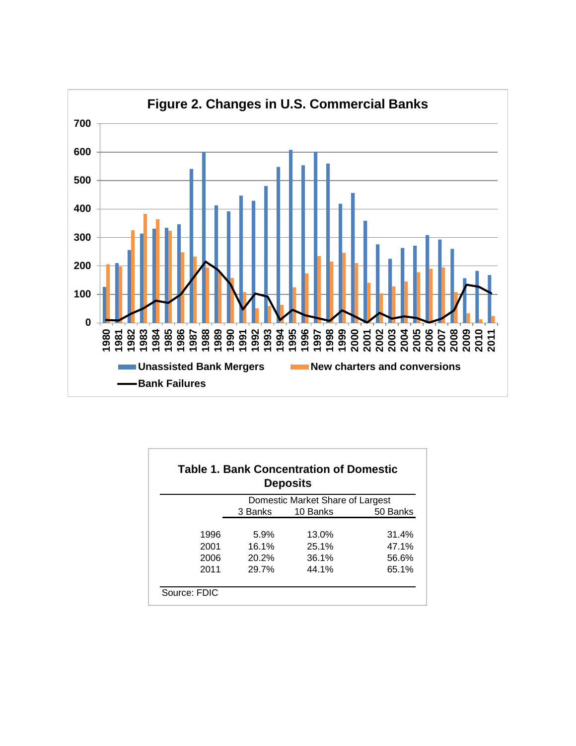**Figure 2. Changes in U.S. Commercial Banks**

**Table 1. Bank Concentration of Domestic Deposits**

| | Domestic Market Share of Largest | | |
|---|---|---|---|
| | 3 Banks | 10 Banks | 50 Banks |
| 1996 | 5.9% | 13.0% | 31.4% |
| 2001 | 16.1% | 25.1% | 47.1% |
| 2006 | 20.2% | 36.1% | 56.6% |
| 2011 | 29.7% | 44.1% | 65.1% |

Source: FDIC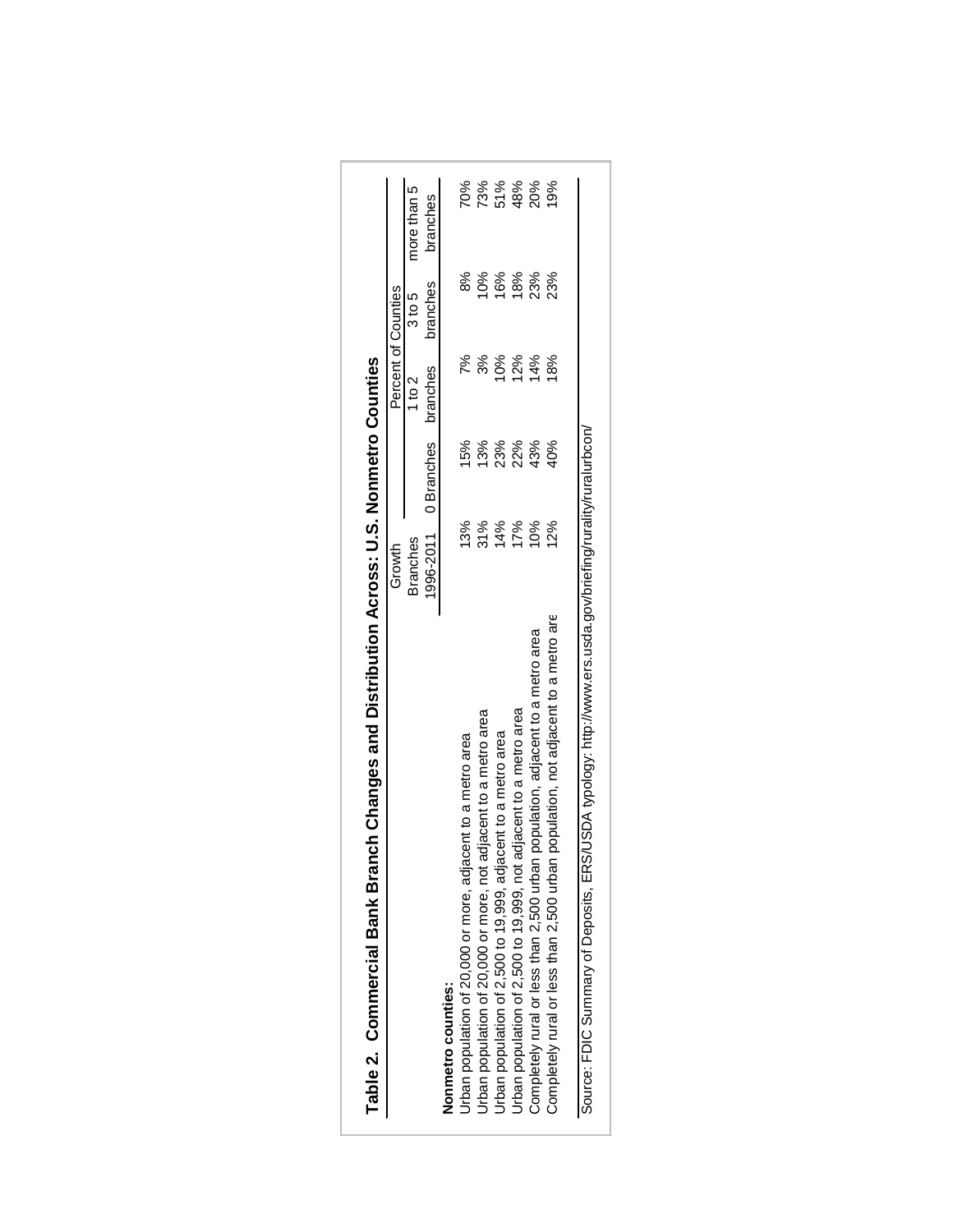## Table 2. Commercial Bank Branch Changes and Distribution Across: U.S. Nonmetro Counties

| | Growth Branches 1996-2011 | Percent of Counties | | | |
|---|---|---|---|---|---|
| | | 0 Branches | 1 to 2 branches | 3 to 5 branches | more than 5 branches |
| **Nonmetro counties:** | | | | | |
| Urban population of 20,000 or more, adjacent to a metro area | 13% | 15% | 7% | 8% | 70% |
| Urban population of 20,000 or more, not adjacent to a metro area | 31% | 13% | 3% | 10% | 73% |
| Urban population of 2,500 to 19,999, adjacent to a metro area | 14% | 23% | 10% | 16% | 51% |
| Urban population of 2,500 to 19,999, not adjacent to a metro area | 17% | 22% | 12% | 18% | 48% |
| Completely rural or less than 2,500 urban population, adjacent to a metro area | 10% | 43% | 14% | 23% | 20% |
| Completely rural or less than 2,500 urban population, not adjacent to a metro are | 12% | 40% | 18% | 23% | 19% |

Source: FDIC Summary of Deposits, ERS/USDA typology: http://www.ers.usda.gov/briefing/rurality/ruralurbcon/